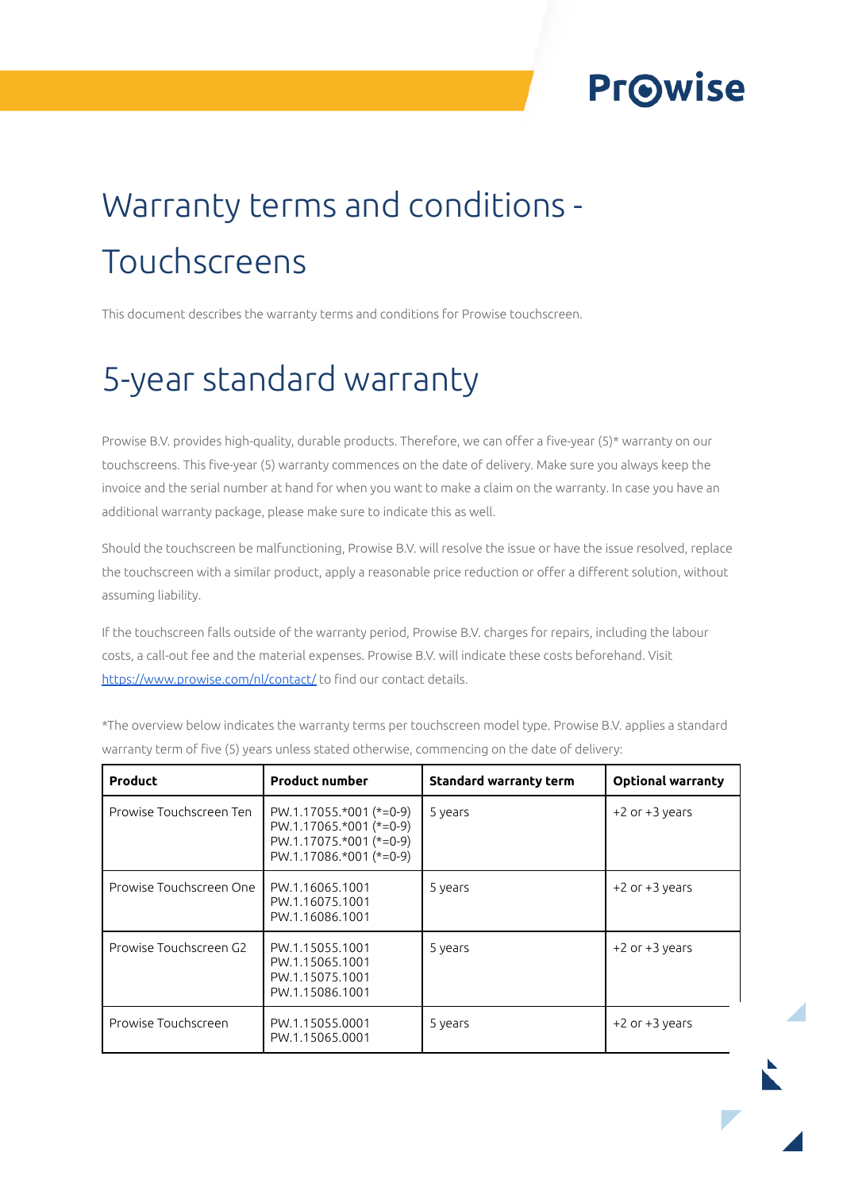# Warranty terms and conditions - Touchscreens

This document describes the warranty terms and conditions for Prowise touchscreen.

# 5-year standard warranty

Prowise B.V. provides high-quality, durable products. Therefore, we can offer a five-year (5)* warranty on our touchscreens. This five-year (5) warranty commences on the date of delivery. Make sure you always keep the invoice and the serial number at hand for when you want to make a claim on the warranty. In case you have an additional warranty package, please make sure to indicate this as well.

Should the touchscreen be malfunctioning, Prowise B.V. will resolve the issue or have the issue resolved, replace the touchscreen with a similar product, apply a reasonable price reduction or offer a different solution, without assuming liability.

If the touchscreen falls outside of the warranty period, Prowise B.V. charges for repairs, including the labour costs, a call-out fee and the material expenses. Prowise B.V. will indicate these costs beforehand. Visit https://www.prowise.com/nl/contact/ to find our contact details.

*The overview below indicates the warranty terms per touchscreen model type. Prowise B.V. applies a standard warranty term of five (5) years unless stated otherwise, commencing on the date of delivery:

| Product | Product number | Standard warranty term | Optional warranty |
| --- | --- | --- | --- |
| Prowise Touchscreen Ten | PW.1.17055.*001 (*=0-9)<br>PW.1.17065.*001 (*=0-9)<br>PW.1.17075.*001 (*=0-9)<br>PW.1.17086.*001 (*=0-9) | 5 years | +2 or +3 years |
| Prowise Touchscreen One | PW.1.16065.1001<br>PW.1.16075.1001<br>PW.1.16086.1001 | 5 years | +2 or +3 years |
| Prowise Touchscreen G2 | PW.1.15055.1001<br>PW.1.15065.1001<br>PW.1.15075.1001<br>PW.1.15086.1001 | 5 years | +2 or +3 years |
| Prowise Touchscreen | PW.1.15055.0001<br>PW.1.15065.0001 | 5 years | +2 or +3 years |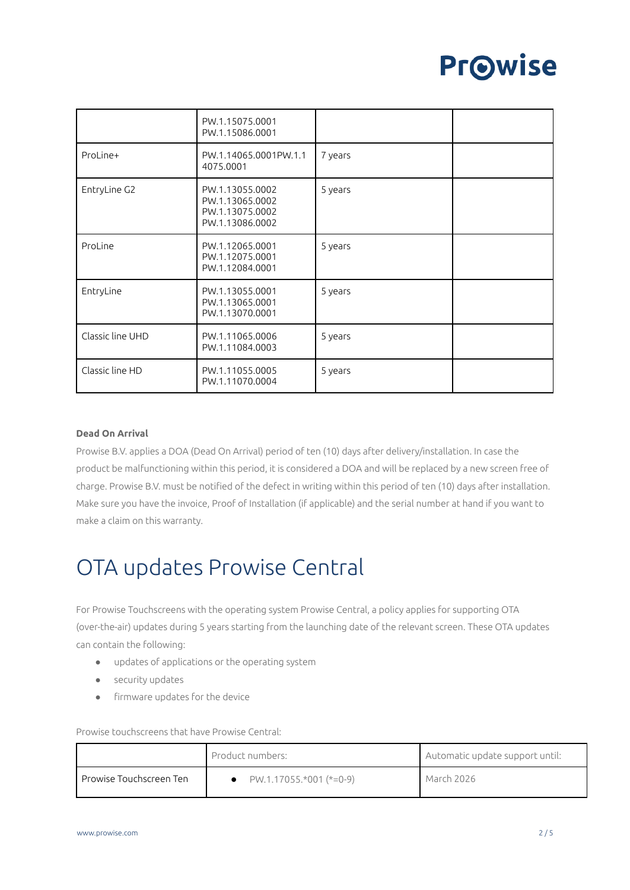| | | | |
|---|---|---|---|
| | PW.1.15075.0001<br>PW.1.15086.0001 | | |
| ProLine+ | PW.1.14065.0001PW.1.14075.0001 | 7 years | |
| EntryLine G2 | PW.1.13055.0002<br>PW.1.13065.0002<br>PW.1.13075.0002<br>PW.1.13086.0002 | 5 years | |
| ProLine | PW.1.12065.0001<br>PW.1.12075.0001<br>PW.1.12084.0001 | 5 years | |
| EntryLine | PW.1.13055.0001<br>PW.1.13065.0001<br>PW.1.13070.0001 | 5 years | |
| Classic line UHD | PW.1.11065.0006<br>PW.1.11084.0003 | 5 years | |
| Classic line HD | PW.1.11055.0005<br>PW.1.11070.0004 | 5 years | |

**Dead On Arrival**

Prowise B.V. applies a DOA (Dead On Arrival) period of ten (10) days after delivery/installation. In case the product be malfunctioning within this period, it is considered a DOA and will be replaced by a new screen free of charge. Prowise B.V. must be notified of the defect in writing within this period of ten (10) days after installation. Make sure you have the invoice, Proof of Installation (if applicable) and the serial number at hand if you want to make a claim on this warranty.

# OTA updates Prowise Central

For Prowise Touchscreens with the operating system Prowise Central, a policy applies for supporting OTA (over-the-air) updates during 5 years starting from the launching date of the relevant screen. These OTA updates can contain the following:

- updates of applications or the operating system
- security updates
- firmware updates for the device

Prowise touchscreens that have Prowise Central:

| | Product numbers: | Automatic update support until: |
|---|---|---|
| Prowise Touchscreen Ten | • PW.1.17055.*001 (*=0-9) | March 2026 |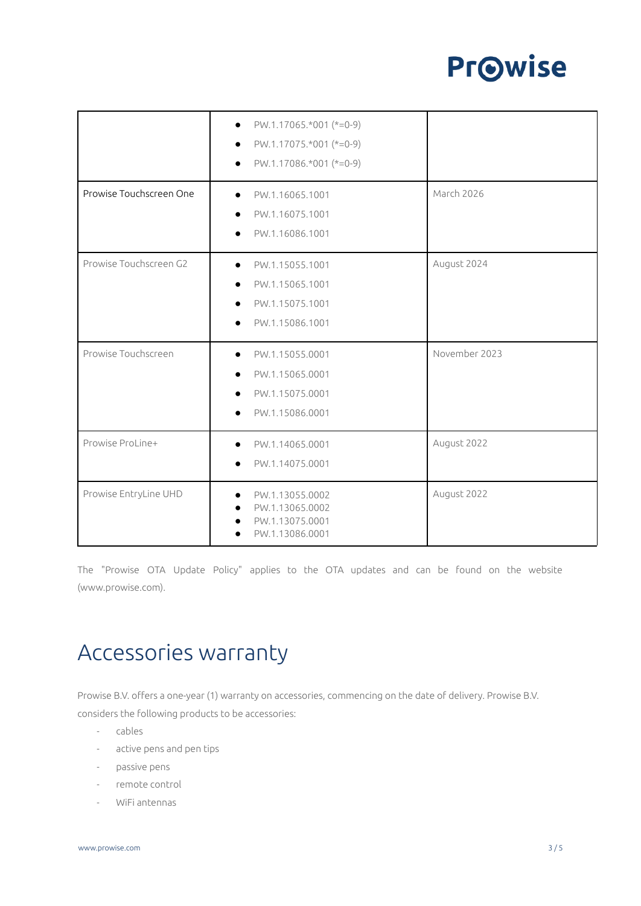| | | |
|---|---|---|
| | • PW.1.17065.*001 (*=0-9)<br>• PW.1.17075.*001 (*=0-9)<br>• PW.1.17086.*001 (*=0-9) | |
| Prowise Touchscreen One | • PW.1.16065.1001<br>• PW.1.16075.1001<br>• PW.1.16086.1001 | March 2026 |
| Prowise Touchscreen G2 | • PW.1.15055.1001<br>• PW.1.15065.1001<br>• PW.1.15075.1001<br>• PW.1.15086.1001 | August 2024 |
| Prowise Touchscreen | • PW.1.15055.0001<br>• PW.1.15065.0001<br>• PW.1.15075.0001<br>• PW.1.15086.0001 | November 2023 |
| Prowise ProLine+ | • PW.1.14065.0001<br>• PW.1.14075.0001 | August 2022 |
| Prowise EntryLine UHD | • PW.1.13055.0002<br>• PW.1.13065.0002<br>• PW.1.13075.0001<br>• PW.1.13086.0001 | August 2022 |

The "Prowise OTA Update Policy" applies to the OTA updates and can be found on the website (www.prowise.com).

# Accessories warranty

Prowise B.V. offers a one-year (1) warranty on accessories, commencing on the date of delivery. Prowise B.V. considers the following products to be accessories:

- cables
- active pens and pen tips
- passive pens
- remote control
- WiFi antennas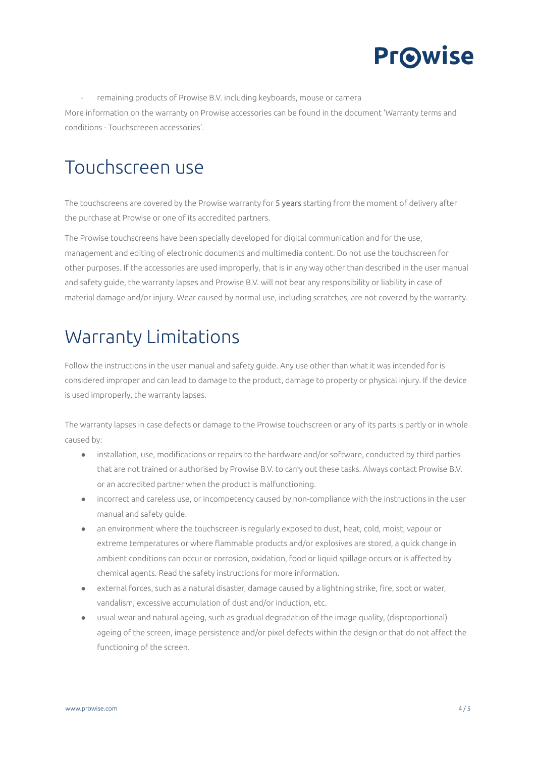- remaining products of Prowise B.V. including keyboards, mouse or camera

More information on the warranty on Prowise accessories can be found in the document 'Warranty terms and conditions - Touchscreeen accessories'.

# Touchscreen use

The touchscreens are covered by the Prowise warranty for 5 years starting from the moment of delivery after the purchase at Prowise or one of its accredited partners.

The Prowise touchscreens have been specially developed for digital communication and for the use, management and editing of electronic documents and multimedia content. Do not use the touchscreen for other purposes. If the accessories are used improperly, that is in any way other than described in the user manual and safety guide, the warranty lapses and Prowise B.V. will not bear any responsibility or liability in case of material damage and/or injury. Wear caused by normal use, including scratches, are not covered by the warranty.

# Warranty Limitations

Follow the instructions in the user manual and safety guide. Any use other than what it was intended for is considered improper and can lead to damage to the product, damage to property or physical injury. If the device is used improperly, the warranty lapses.

The warranty lapses in case defects or damage to the Prowise touchscreen or any of its parts is partly or in whole caused by:

- installation, use, modifications or repairs to the hardware and/or software, conducted by third parties that are not trained or authorised by Prowise B.V. to carry out these tasks. Always contact Prowise B.V. or an accredited partner when the product is malfunctioning.
- incorrect and careless use, or incompetency caused by non-compliance with the instructions in the user manual and safety guide.
- an environment where the touchscreen is regularly exposed to dust, heat, cold, moist, vapour or extreme temperatures or where flammable products and/or explosives are stored, a quick change in ambient conditions can occur or corrosion, oxidation, food or liquid spillage occurs or is affected by chemical agents. Read the safety instructions for more information.
- external forces, such as a natural disaster, damage caused by a lightning strike, fire, soot or water, vandalism, excessive accumulation of dust and/or induction, etc.
- usual wear and natural ageing, such as gradual degradation of the image quality, (disproportional) ageing of the screen, image persistence and/or pixel defects within the design or that do not affect the functioning of the screen.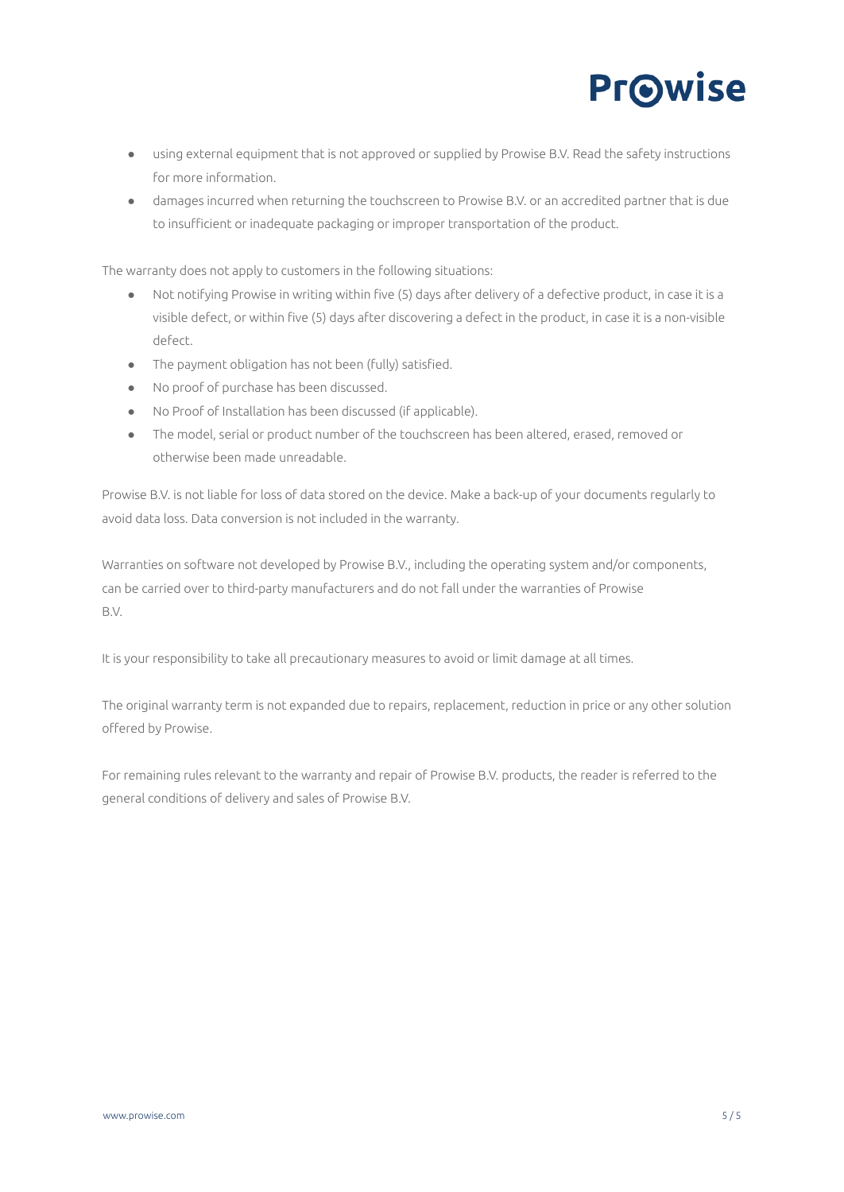- using external equipment that is not approved or supplied by Prowise B.V. Read the safety instructions for more information.
- damages incurred when returning the touchscreen to Prowise B.V. or an accredited partner that is due to insufficient or inadequate packaging or improper transportation of the product.

The warranty does not apply to customers in the following situations:

- Not notifying Prowise in writing within five (5) days after delivery of a defective product, in case it is a visible defect, or within five (5) days after discovering a defect in the product, in case it is a non-visible defect.
- The payment obligation has not been (fully) satisfied.
- No proof of purchase has been discussed.
- No Proof of Installation has been discussed (if applicable).
- The model, serial or product number of the touchscreen has been altered, erased, removed or otherwise been made unreadable.

Prowise B.V. is not liable for loss of data stored on the device. Make a back-up of your documents regularly to avoid data loss. Data conversion is not included in the warranty.

Warranties on software not developed by Prowise B.V., including the operating system and/or components, can be carried over to third-party manufacturers and do not fall under the warranties of Prowise B.V.

It is your responsibility to take all precautionary measures to avoid or limit damage at all times.

The original warranty term is not expanded due to repairs, replacement, reduction in price or any other solution offered by Prowise.

For remaining rules relevant to the warranty and repair of Prowise B.V. products, the reader is referred to the general conditions of delivery and sales of Prowise B.V.